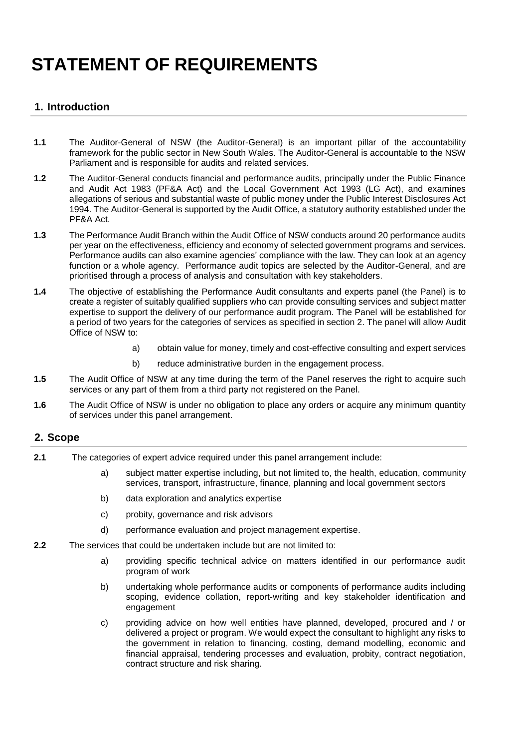# STATEMENT OF REQUIREMENTS

## 1. Introduction

**1.1** The Auditor-General of NSW (the Auditor-General) is an important pillar of the accountability framework for the public sector in New South Wales. The Auditor-General is accountable to the NSW Parliament and is responsible for audits and related services.

**1.2** The Auditor-General conducts financial and performance audits, principally under the Public Finance and Audit Act 1983 (PF&A Act) and the Local Government Act 1993 (LG Act), and examines allegations of serious and substantial waste of public money under the Public Interest Disclosures Act 1994. The Auditor-General is supported by the Audit Office, a statutory authority established under the PF&A Act.

**1.3** The Performance Audit Branch within the Audit Office of NSW conducts around 20 performance audits per year on the effectiveness, efficiency and economy of selected government programs and services. Performance audits can also examine agencies' compliance with the law. They can look at an agency function or a whole agency. Performance audit topics are selected by the Auditor-General, and are prioritised through a process of analysis and consultation with key stakeholders.

**1.4** The objective of establishing the Performance Audit consultants and experts panel (the Panel) is to create a register of suitably qualified suppliers who can provide consulting services and subject matter expertise to support the delivery of our performance audit program. The Panel will be established for a period of two years for the categories of services as specified in section 2. The panel will allow Audit Office of NSW to:

a) obtain value for money, timely and cost-effective consulting and expert services

b) reduce administrative burden in the engagement process.

**1.5** The Audit Office of NSW at any time during the term of the Panel reserves the right to acquire such services or any part of them from a third party not registered on the Panel.

**1.6** The Audit Office of NSW is under no obligation to place any orders or acquire any minimum quantity of services under this panel arrangement.

## 2. Scope

**2.1** The categories of expert advice required under this panel arrangement include:

a) subject matter expertise including, but not limited to, the health, education, community services, transport, infrastructure, finance, planning and local government sectors

b) data exploration and analytics expertise

c) probity, governance and risk advisors

d) performance evaluation and project management expertise.

**2.2** The services that could be undertaken include but are not limited to:

a) providing specific technical advice on matters identified in our performance audit program of work

b) undertaking whole performance audits or components of performance audits including scoping, evidence collation, report-writing and key stakeholder identification and engagement

c) providing advice on how well entities have planned, developed, procured and / or delivered a project or program. We would expect the consultant to highlight any risks to the government in relation to financing, costing, demand modelling, economic and financial appraisal, tendering processes and evaluation, probity, contract negotiation, contract structure and risk sharing.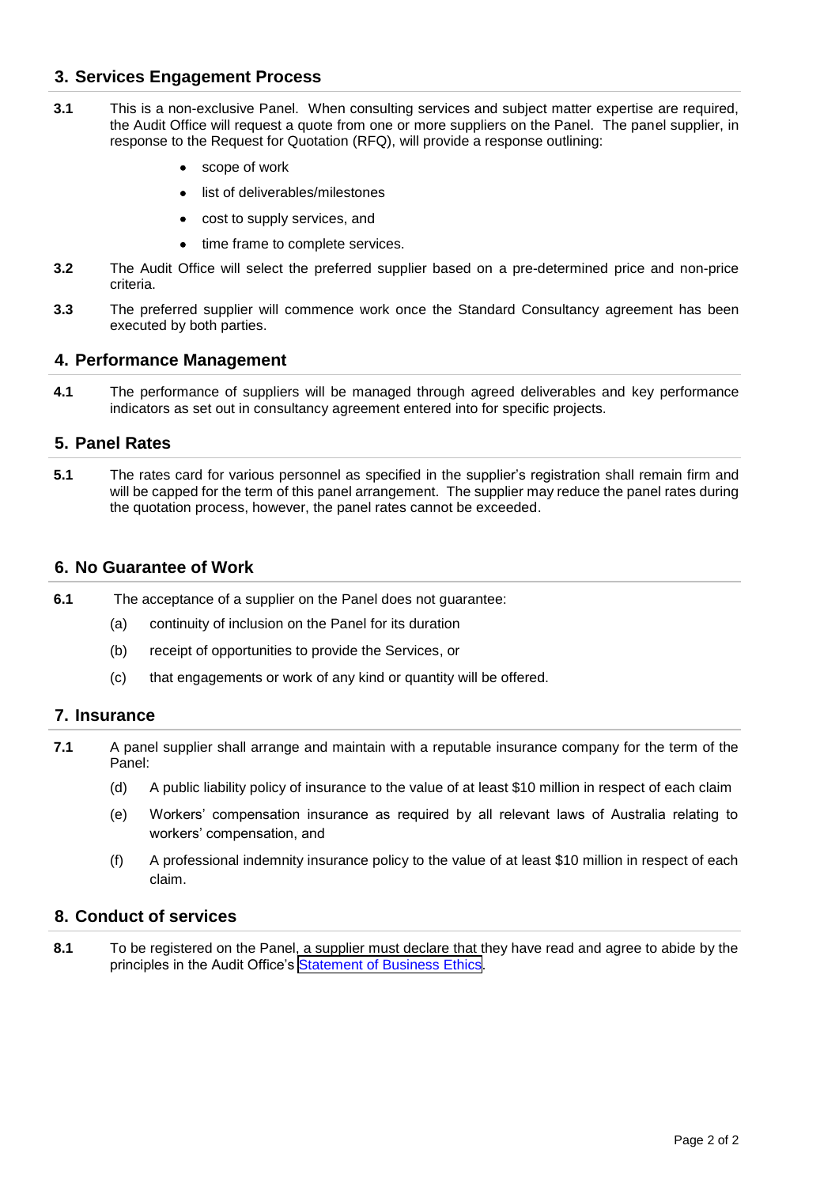## 3. Services Engagement Process

**3.1** This is a non-exclusive Panel. When consulting services and subject matter expertise are required, the Audit Office will request a quote from one or more suppliers on the Panel. The panel supplier, in response to the Request for Quotation (RFQ), will provide a response outlining:

- scope of work
- list of deliverables/milestones
- cost to supply services, and
- time frame to complete services.

**3.2** The Audit Office will select the preferred supplier based on a pre-determined price and non-price criteria.

**3.3** The preferred supplier will commence work once the Standard Consultancy agreement has been executed by both parties.

## 4. Performance Management

**4.1** The performance of suppliers will be managed through agreed deliverables and key performance indicators as set out in consultancy agreement entered into for specific projects.

## 5. Panel Rates

**5.1** The rates card for various personnel as specified in the supplier's registration shall remain firm and will be capped for the term of this panel arrangement. The supplier may reduce the panel rates during the quotation process, however, the panel rates cannot be exceeded.

## 6. No Guarantee of Work

**6.1** The acceptance of a supplier on the Panel does not guarantee:

(a) continuity of inclusion on the Panel for its duration

(b) receipt of opportunities to provide the Services, or

(c) that engagements or work of any kind or quantity will be offered.

## 7. Insurance

**7.1** A panel supplier shall arrange and maintain with a reputable insurance company for the term of the Panel:

(d) A public liability policy of insurance to the value of at least $10 million in respect of each claim

(e) Workers' compensation insurance as required by all relevant laws of Australia relating to workers' compensation, and

(f) A professional indemnity insurance policy to the value of at least $10 million in respect of each claim.

## 8. Conduct of services

**8.1** To be registered on the Panel, a supplier must declare that they have read and agree to abide by the principles in the Audit Office's Statement of Business Ethics.